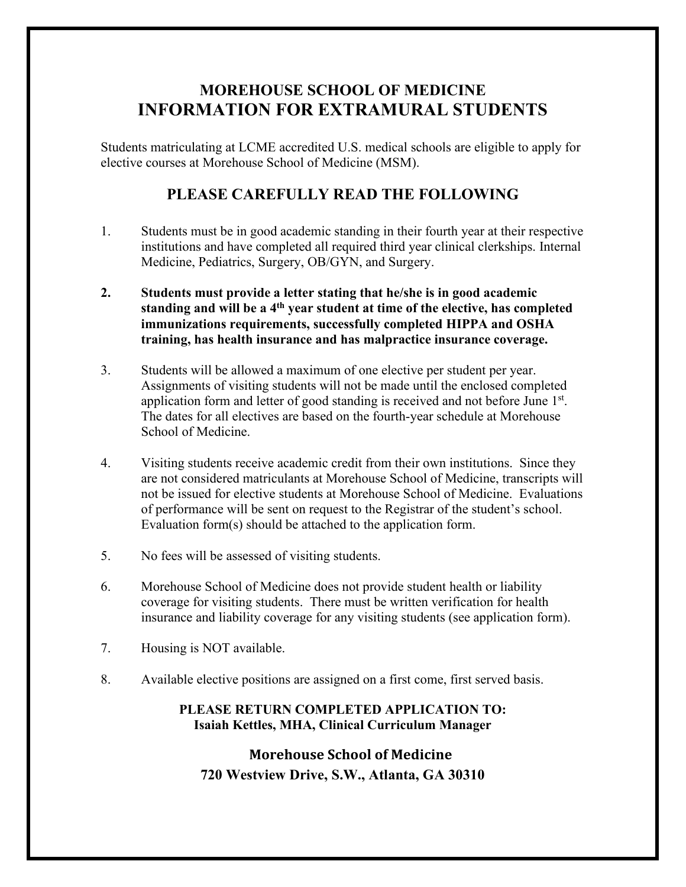# MOREHOUSE SCHOOL OF MEDICINE
# INFORMATION FOR EXTRAMURAL STUDENTS

Students matriculating at LCME accredited U.S. medical schools are eligible to apply for elective courses at Morehouse School of Medicine (MSM).

## PLEASE CAREFULLY READ THE FOLLOWING

1. Students must be in good academic standing in their fourth year at their respective institutions and have completed all required third year clinical clerkships. Internal Medicine, Pediatrics, Surgery, OB/GYN, and Surgery.

2. **Students must provide a letter stating that he/she is in good academic standing and will be a 4th year student at time of the elective, has completed immunizations requirements, successfully completed HIPPA and OSHA training, has health insurance and has malpractice insurance coverage.**

3. Students will be allowed a maximum of one elective per student per year. Assignments of visiting students will not be made until the enclosed completed application form and letter of good standing is received and not before June 1st. The dates for all electives are based on the fourth-year schedule at Morehouse School of Medicine.

4. Visiting students receive academic credit from their own institutions. Since they are not considered matriculants at Morehouse School of Medicine, transcripts will not be issued for elective students at Morehouse School of Medicine. Evaluations of performance will be sent on request to the Registrar of the student's school. Evaluation form(s) should be attached to the application form.

5. No fees will be assessed of visiting students.

6. Morehouse School of Medicine does not provide student health or liability coverage for visiting students. There must be written verification for health insurance and liability coverage for any visiting students (see application form).

7. Housing is NOT available.

8. Available elective positions are assigned on a first come, first served basis.

**PLEASE RETURN COMPLETED APPLICATION TO:**
**Isaiah Kettles, MHA, Clinical Curriculum Manager**

**Morehouse School of Medicine**
**720 Westview Drive, S.W., Atlanta, GA 30310**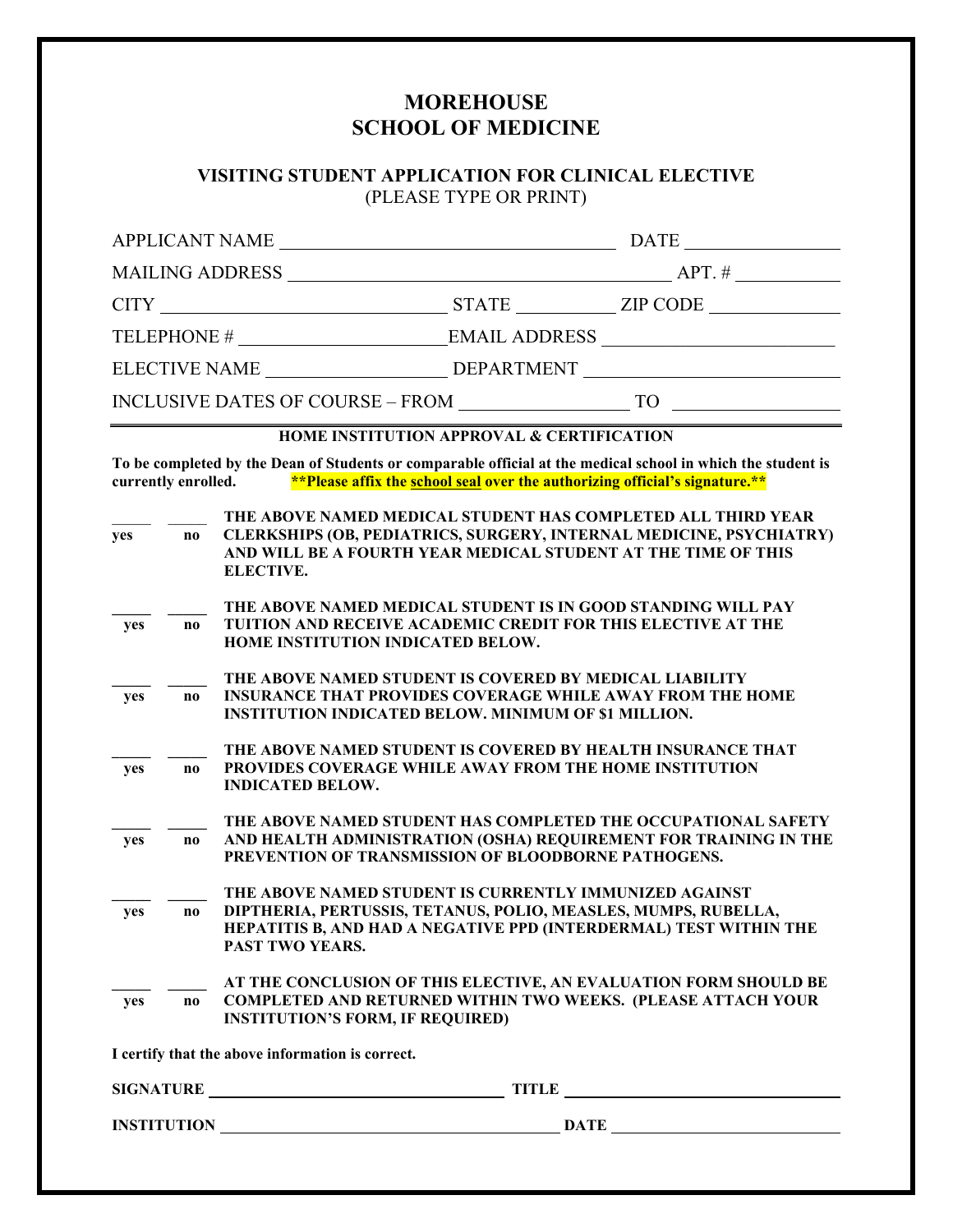# MOREHOUSE SCHOOL OF MEDICINE

## VISITING STUDENT APPLICATION FOR CLINICAL ELECTIVE

(PLEASE TYPE OR PRINT)

APPLICANT NAME ______________________________ DATE ______________

MAILING ADDRESS ______________________________ APT. # ___________

CITY ______________________ STATE __________ ZIP CODE ______________

TELEPHONE # ______________________ EMAIL ADDRESS ______________________

ELECTIVE NAME ____________________ DEPARTMENT ______________________

INCLUSIVE DATES OF COURSE – FROM ________________ TO ________________

---

**HOME INSTITUTION APPROVAL & CERTIFICATION**

**To be completed by the Dean of Students or comparable official at the medical school in which the student is currently enrolled.** **\*\*Please affix the school seal over the authorizing official's signature.\*\***

**_____ yes _____ no** **THE ABOVE NAMED MEDICAL STUDENT HAS COMPLETED ALL THIRD YEAR CLERKSHIPS (OB, PEDIATRICS, SURGERY, INTERNAL MEDICINE, PSYCHIATRY) AND WILL BE A FOURTH YEAR MEDICAL STUDENT AT THE TIME OF THIS ELECTIVE.**

**_____ yes _____ no** **THE ABOVE NAMED MEDICAL STUDENT IS IN GOOD STANDING WILL PAY TUITION AND RECEIVE ACADEMIC CREDIT FOR THIS ELECTIVE AT THE HOME INSTITUTION INDICATED BELOW.**

**_____ yes _____ no** **THE ABOVE NAMED STUDENT IS COVERED BY MEDICAL LIABILITY INSURANCE THAT PROVIDES COVERAGE WHILE AWAY FROM THE HOME INSTITUTION INDICATED BELOW. MINIMUM OF $1 MILLION.**

**_____ yes _____ no** **THE ABOVE NAMED STUDENT IS COVERED BY HEALTH INSURANCE THAT PROVIDES COVERAGE WHILE AWAY FROM THE HOME INSTITUTION INDICATED BELOW.**

**_____ yes _____ no** **THE ABOVE NAMED STUDENT HAS COMPLETED THE OCCUPATIONAL SAFETY AND HEALTH ADMINISTRATION (OSHA) REQUIREMENT FOR TRAINING IN THE PREVENTION OF TRANSMISSION OF BLOODBORNE PATHOGENS.**

**_____ yes _____ no** **THE ABOVE NAMED STUDENT IS CURRENTLY IMMUNIZED AGAINST DIPTHERIA, PERTUSSIS, TETANUS, POLIO, MEASLES, MUMPS, RUBELLA, HEPATITIS B, AND HAD A NEGATIVE PPD (INTERDERMAL) TEST WITHIN THE PAST TWO YEARS.**

**_____ yes _____ no** **AT THE CONCLUSION OF THIS ELECTIVE, AN EVALUATION FORM SHOULD BE COMPLETED AND RETURNED WITHIN TWO WEEKS. (PLEASE ATTACH YOUR INSTITUTION'S FORM, IF REQUIRED)**

**I certify that the above information is correct.**

**SIGNATURE** ______________________________ **TITLE** ______________________________

**INSTITUTION** ______________________________ **DATE** ______________________________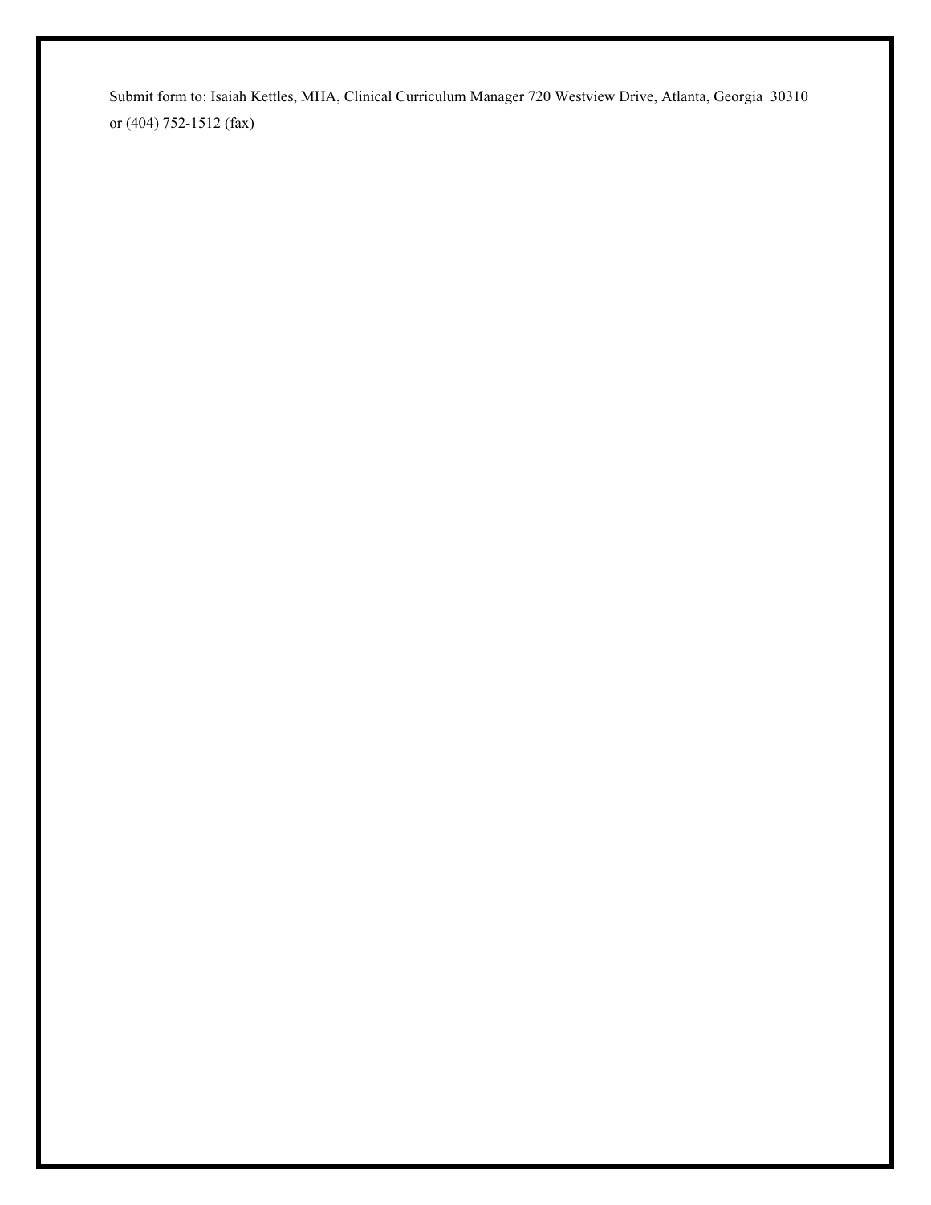Submit form to: Isaiah Kettles, MHA, Clinical Curriculum Manager 720 Westview Drive, Atlanta, Georgia 30310 or (404) 752-1512 (fax)